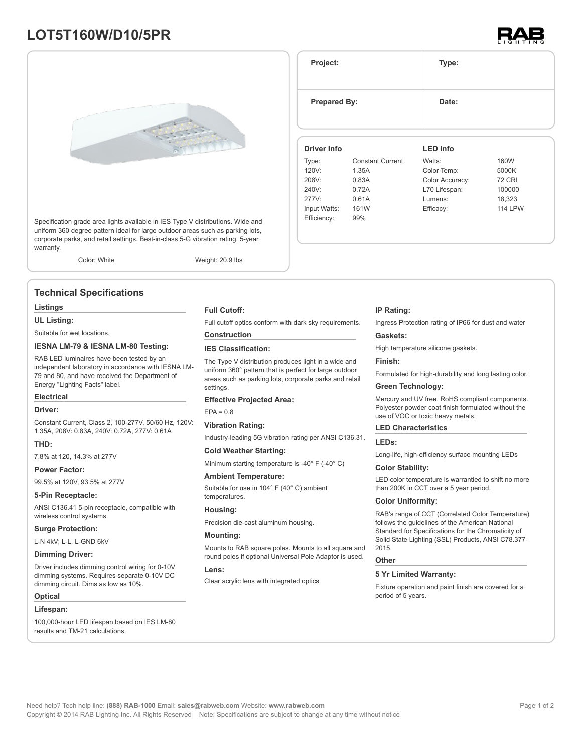# LOT5T160W/D10/5PR

| Project: | Type: |
|---|---|
| Prepared By: | Date: |

Specification grade area lights available in IES Type V distributions. Wide and uniform 360 degree pattern ideal for large outdoor areas such as parking lots, corporate parks, and retail settings. Best-in-class 5-G vibration rating. 5-year warranty.

Color: White Weight: 20.9 lbs

| Driver Info | | LED Info | |
|---|---|---|---|
| Type: | Constant Current | Watts: | 160W |
| 120V: | 1.35A | Color Temp: | 5000K |
| 208V: | 0.83A | Color Accuracy: | 72 CRI |
| 240V: | 0.72A | L70 Lifespan: | 100000 |
| 277V: | 0.61A | Lumens: | 18,323 |
| Input Watts: | 161W | Efficacy: | 114 LPW |
| Efficiency: | 99% | | |

## Technical Specifications

### Listings

**UL Listing:**

Suitable for wet locations.

**IESNA LM-79 & IESNA LM-80 Testing:**

RAB LED luminaires have been tested by an independent laboratory in accordance with IESNA LM-79 and 80, and have received the Department of Energy "Lighting Facts" label.

### Electrical

**Driver:**

Constant Current, Class 2, 100-277V, 50/60 Hz, 120V: 1.35A, 208V: 0.83A, 240V: 0.72A, 277V: 0.61A

**THD:**

7.8% at 120, 14.3% at 277V

**Power Factor:**

99.5% at 120V, 93.5% at 277V

**5-Pin Receptacle:**

ANSI C136.41 5-pin receptacle, compatible with wireless control systems

**Surge Protection:**

L-N 4kV; L-L, L-GND 6kV

**Dimming Driver:**

Driver includes dimming control wiring for 0-10V dimming systems. Requires separate 0-10V DC dimming circuit. Dims as low as 10%.

### Optical

**Lifespan:**

100,000-hour LED lifespan based on IES LM-80 results and TM-21 calculations.

**Full Cutoff:**

Full cutoff optics conform with dark sky requirements.

### Construction

**IES Classification:**

The Type V distribution produces light in a wide and uniform 360° pattern that is perfect for large outdoor areas such as parking lots, corporate parks and retail settings.

**Effective Projected Area:**

EPA = 0.8

**Vibration Rating:**

Industry-leading 5G vibration rating per ANSI C136.31.

**Cold Weather Starting:**

Minimum starting temperature is -40° F (-40° C)

**Ambient Temperature:**

Suitable for use in 104° F (40° C) ambient temperatures.

**Housing:**

Precision die-cast aluminum housing.

**Mounting:**

Mounts to RAB square poles. Mounts to all square and round poles if optional Universal Pole Adaptor is used.

**Lens:**

Clear acrylic lens with integrated optics

**IP Rating:**

Ingress Protection rating of IP66 for dust and water

**Gaskets:**

High temperature silicone gaskets.

**Finish:**

Formulated for high-durability and long lasting color.

**Green Technology:**

Mercury and UV free. RoHS compliant components. Polyester powder coat finish formulated without the use of VOC or toxic heavy metals.

### LED Characteristics

**LEDs:**

Long-life, high-efficiency surface mounting LEDs

**Color Stability:**

LED color temperature is warrantied to shift no more than 200K in CCT over a 5 year period.

**Color Uniformity:**

RAB's range of CCT (Correlated Color Temperature) follows the guidelines of the American National Standard for Specifications for the Chromaticity of Solid State Lighting (SSL) Products, ANSI C78.377-2015.

### Other

**5 Yr Limited Warranty:**

Fixture operation and paint finish are covered for a period of 5 years.

Need help? Tech help line: **(888) RAB-1000** Email: **sales@rabweb.com** Website: **www.rabweb.com**
Copyright © 2014 RAB Lighting Inc. All Rights Reserved Note: Specifications are subject to change at any time without notice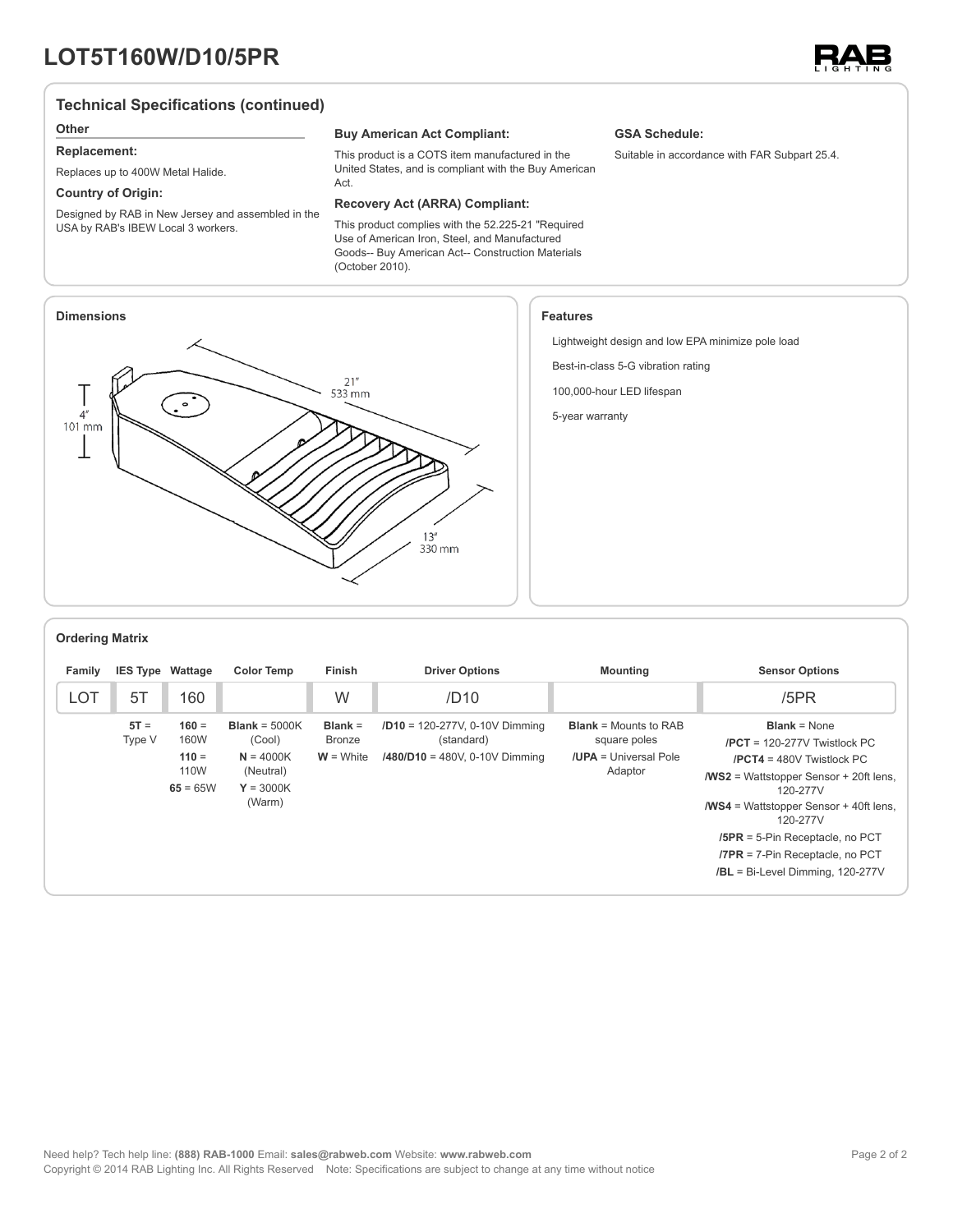# LOT5T160W/D10/5PR

## Technical Specifications (continued)

### Other

**Replacement:**

Replaces up to 400W Metal Halide.

**Country of Origin:**

Designed by RAB in New Jersey and assembled in the USA by RAB's IBEW Local 3 workers.

**Buy American Act Compliant:**

This product is a COTS item manufactured in the United States, and is compliant with the Buy American Act.

**Recovery Act (ARRA) Compliant:**

This product complies with the 52.225-21 "Required Use of American Iron, Steel, and Manufactured Goods-- Buy American Act-- Construction Materials (October 2010).

**GSA Schedule:**

Suitable in accordance with FAR Subpart 25.4.

## Dimensions

21"
533 mm

4"
101 mm

13"
330 mm

## Features

- Lightweight design and low EPA minimize pole load
- Best-in-class 5-G vibration rating
- 100,000-hour LED lifespan
- 5-year warranty

## Ordering Matrix

| Family | IES Type | Wattage | Color Temp | Finish | Driver Options | Mounting | Sensor Options |
|---|---|---|---|---|---|---|---|
| LOT | 5T | 160 | | W | /D10 | | /5PR |
| | **5T** = Type V | **160** = 160W<br>**110** = 110W<br>**65** = 65W | **Blank** = 5000K (Cool)<br>**N** = 4000K (Neutral)<br>**Y** = 3000K (Warm) | **Blank** = Bronze<br>**W** = White | **/D10** = 120-277V, 0-10V Dimming (standard)<br>**/480/D10** = 480V, 0-10V Dimming | **Blank** = Mounts to RAB square poles<br>**/UPA** = Universal Pole Adaptor | **Blank** = None<br>**/PCT** = 120-277V Twistlock PC<br>**/PCT4** = 480V Twistlock PC<br>**/WS2** = Wattstopper Sensor + 20ft lens, 120-277V<br>**/WS4** = Wattstopper Sensor + 40ft lens, 120-277V<br>**/5PR** = 5-Pin Receptacle, no PCT<br>**/7PR** = 7-Pin Receptacle, no PCT<br>**/BL** = Bi-Level Dimming, 120-277V |

Need help? Tech help line: **(888) RAB-1000** Email: **sales@rabweb.com** Website: **www.rabweb.com**
Copyright © 2014 RAB Lighting Inc. All Rights Reserved Note: Specifications are subject to change at any time without notice